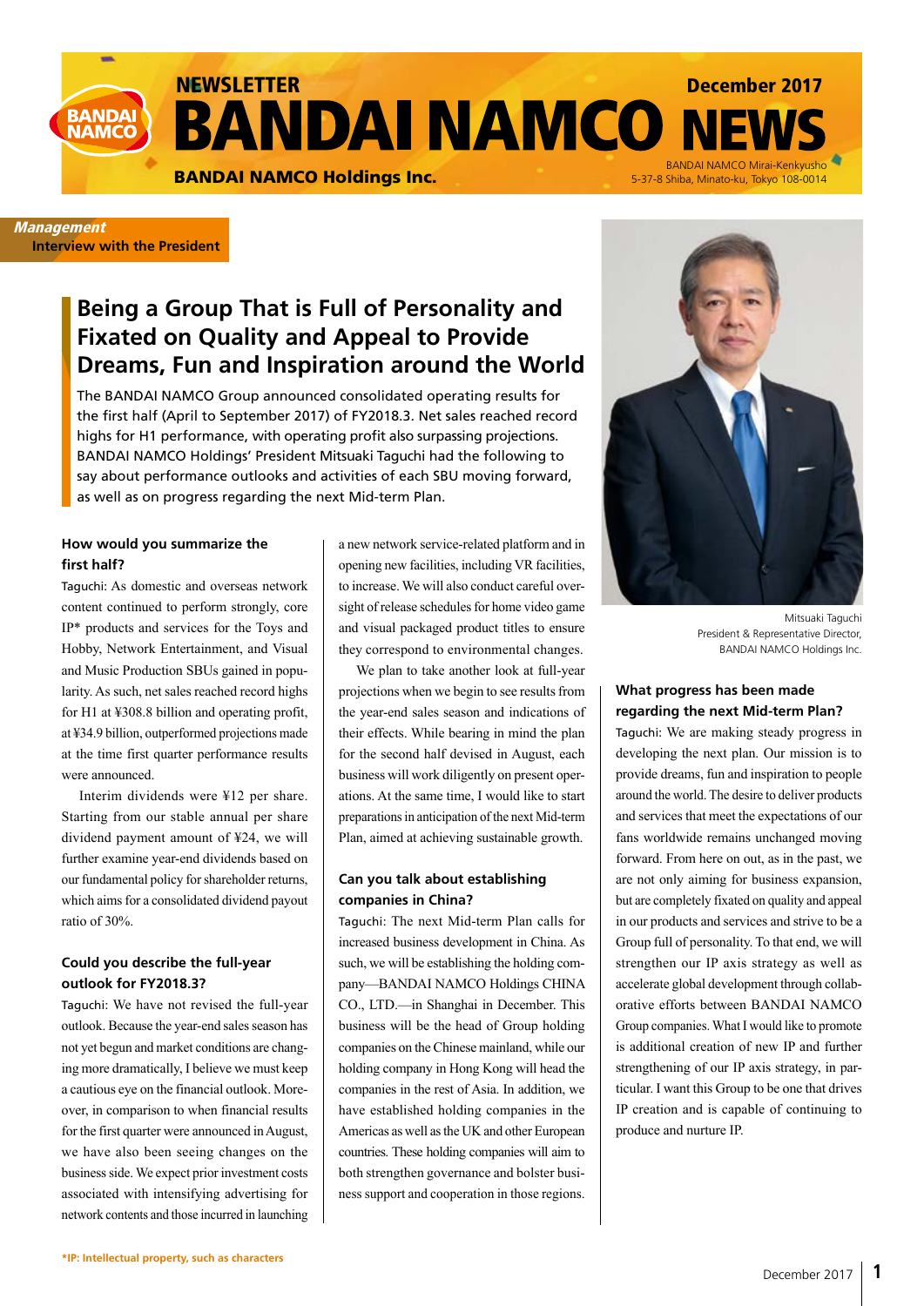NEWSLETTER

December 2017

# BANDAI NAMCO NEWS

**BANDAI NAMCO Holdings Inc.**

BANDAI NAMCO Mirai-Kenkyusho
5-37-8 Shiba, Minato-ku, Tokyo 108-0014

*Management*
**Interview with the President**

## Being a Group That is Full of Personality and Fixated on Quality and Appeal to Provide Dreams, Fun and Inspiration around the World

The BANDAI NAMCO Group announced consolidated operating results for the first half (April to September 2017) of FY2018.3. Net sales reached record highs for H1 performance, with operating profit also surpassing projections. BANDAI NAMCO Holdings' President Mitsuaki Taguchi had the following to say about performance outlooks and activities of each SBU moving forward, as well as on progress regarding the next Mid-term Plan.

### How would you summarize the first half?

Taguchi: As domestic and overseas network content continued to perform strongly, core IP* products and services for the Toys and Hobby, Network Entertainment, and Visual and Music Production SBUs gained in popularity. As such, net sales reached record highs for H1 at ¥308.8 billion and operating profit, at ¥34.9 billion, outperformed projections made at the time first quarter performance results were announced.

Interim dividends were ¥12 per share. Starting from our stable annual per share dividend payment amount of ¥24, we will further examine year-end dividends based on our fundamental policy for shareholder returns, which aims for a consolidated dividend payout ratio of 30%.

### Could you describe the full-year outlook for FY2018.3?

Taguchi: We have not revised the full-year outlook. Because the year-end sales season has not yet begun and market conditions are changing more dramatically, I believe we must keep a cautious eye on the financial outlook. Moreover, in comparison to when financial results for the first quarter were announced in August, we have also been seeing changes on the business side. We expect prior investment costs associated with intensifying advertising for network contents and those incurred in launching a new network service-related platform and in opening new facilities, including VR facilities, to increase. We will also conduct careful oversight of release schedules for home video game and visual packaged product titles to ensure they correspond to environmental changes.

We plan to take another look at full-year projections when we begin to see results from the year-end sales season and indications of their effects. While bearing in mind the plan for the second half devised in August, each business will work diligently on present operations. At the same time, I would like to start preparations in anticipation of the next Mid-term Plan, aimed at achieving sustainable growth.

### Can you talk about establishing companies in China?

Taguchi: The next Mid-term Plan calls for increased business development in China. As such, we will be establishing the holding company—BANDAI NAMCO Holdings CHINA CO., LTD.—in Shanghai in December. This business will be the head of Group holding companies on the Chinese mainland, while our holding company in Hong Kong will head the companies in the rest of Asia. In addition, we have established holding companies in the Americas as well as the UK and other European countries. These holding companies will aim to both strengthen governance and bolster business support and cooperation in those regions.

Mitsuaki Taguchi
President & Representative Director,
BANDAI NAMCO Holdings Inc.

### What progress has been made regarding the next Mid-term Plan?

Taguchi: We are making steady progress in developing the next plan. Our mission is to provide dreams, fun and inspiration to people around the world. The desire to deliver products and services that meet the expectations of our fans worldwide remains unchanged moving forward. From here on out, as in the past, we are not only aiming for business expansion, but are completely fixated on quality and appeal in our products and services and strive to be a Group full of personality. To that end, we will strengthen our IP axis strategy as well as accelerate global development through collaborative efforts between BANDAI NAMCO Group companies. What I would like to promote is additional creation of new IP and further strengthening of our IP axis strategy, in particular. I want this Group to be one that drives IP creation and is capable of continuing to produce and nurture IP.

*IP: Intellectual property, such as characters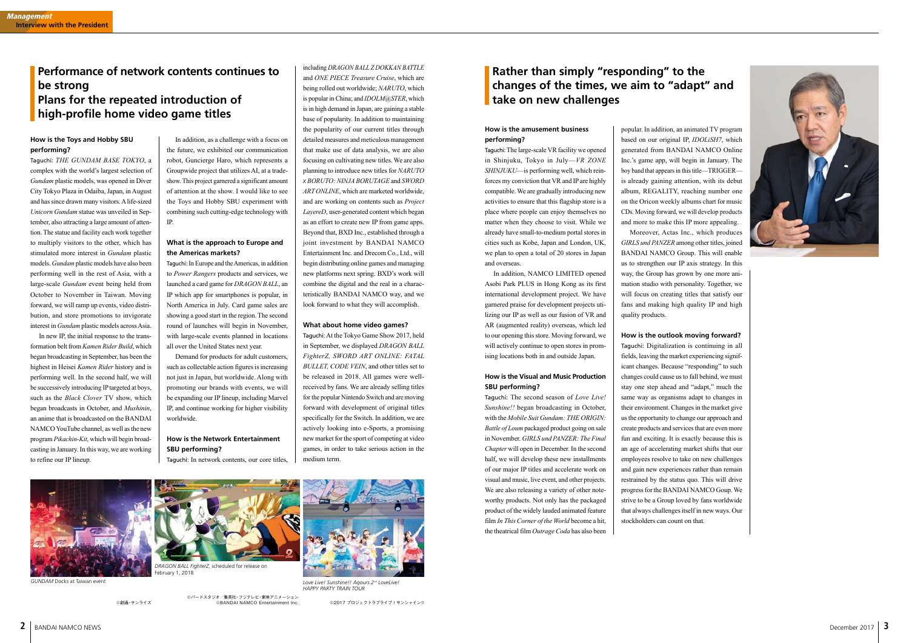## Performance of network contents continues to be strong
## Plans for the repeated introduction of high-profile home video game titles

**How is the Toys and Hobby SBU performing?**

Taguchi: *THE GUNDAM BASE TOKYO*, a complex with the world's largest selection of *Gundam* plastic models, was opened in Diver City Tokyo Plaza in Odaiba, Japan, in August and has since drawn many visitors. A life-sized *Unicorn Gundam* statue was unveiled in September, also attracting a large amount of attention. The statue and facility each work together to multiply visitors to the other, which has stimulated more interest in *Gundam* plastic models. *Gundam* plastic models have also been performing well in the rest of Asia, with a large-scale *Gundam* event being held from October to November in Taiwan. Moving forward, we will ramp up events, video distribution, and store promotions to invigorate interest in *Gundam* plastic models across Asia.

In new IP, the initial response to the transformation belt from *Kamen Rider Build*, which began broadcasting in September, has been the highest in Heisei *Kamen Rider* history and is performing well. In the second half, we will be successively introducing IP targeted at boys, such as the *Black Clover* TV show, which began broadcasts in October, and *Mushinin*, an anime that is broadcasted on the BANDAI NAMCO YouTube channel, as well as the new program *Pikachin-Kit*, which will begin broadcasting in January. In this way, we are working to refine our IP lineup.

In addition, as a challenge with a focus on the future, we exhibited our communication robot, Guncierge Haro, which represents a Groupwide project that utilizes AI, at a tradeshow. This project garnered a significant amount of attention at the show. I would like to see the Toys and Hobby SBU experiment with combining such cutting-edge technology with IP.

**What is the approach to Europe and the Americas markets?**

Taguchi: In Europe and the Americas, in addition to *Power Rangers* products and services, we launched a card game for *DRAGON BALL*, an IP which app for smartphones is popular, in North America in July. Card game sales are showing a good start in the region. The second round of launches will begin in November, with large-scale events planned in locations all over the United States next year.

Demand for products for adult customers, such as collectable action figures is increasing not just in Japan, but worldwide. Along with promoting our brands with events, we will be expanding our IP lineup, including Marvel IP, and continue working for higher visibility worldwide.

**How is the Network Entertainment SBU performing?**

Taguchi: In network contents, our core titles, including *DRAGON BALL Z DOKKAN BATTLE* and *ONE PIECE Treasure Cruise*, which are being rolled out worldwide; *NARUTO*, which is popular in China; and *IDOLM@STER*, which is in high demand in Japan, are gaining a stable base of popularity. In addition to maintaining the popularity of our current titles through detailed measures and meticulous management that make use of data analysis, we are also focusing on cultivating new titles. We are also planning to introduce new titles for *NARUTO x BORUTO: NINJA BORUTAGE* and *SWORD ART ONLINE*, which are marketed worldwide, and are working on contents such as *Project LayereD*, user-generated content which began as an effort to create new IP from game apps. Beyond that, BXD Inc., established through a joint investment by BANDAI NAMCO Entertainment Inc. and Drecom Co., Ltd., will begin distributing online games and managing new platforms next spring. BXD's work will combine the digital and the real in a characteristically BANDAI NAMCO way, and we look forward to what they will accomplish.

**What about home video games?**

Taguchi: At the Tokyo Game Show 2017, held in September, we displayed *DRAGON BALL FighterZ, SWORD ART ONLINE: FATAL BULLET, CODE VEIN*, and other titles set to be released in 2018. All games were well-received by fans. We are already selling titles for the popular Nintendo Switch and are moving forward with development of original titles specifically for the Switch. In addition, we are actively looking into e-Sports, a promising new market for the sport of competing at video games, in order to take serious action in the medium term.

*GUNDAM* Docks at Taiwan event

©創通・サンライズ

*DRAGON BALL FighterZ*, scheduled for release on February 1, 2018

©バードスタジオ／集英社・フジテレビ・東映アニメーション
©BANDAI NAMCO Entertainment Inc.

*Love Live! Sunshine!! Aqours 2nd LoveLive! HAPPY PARTY TRAIN TOUR*

©2017 プロジェクトラブライブ！サンシャイン!!

## Rather than simply "responding" to the changes of the times, we aim to "adapt" and take on new challenges

**How is the amusement business performing?**

Taguchi: The large-scale VR facility we opened in Shinjuku, Tokyo in July—*VR ZONE SHINJUKU*—is performing well, which reinforces my conviction that VR and IP are highly compatible. We are gradually introducing new activities to ensure that this flagship store is a place where people can enjoy themselves no matter when they choose to visit. While we already have small-to-medium portal stores in cities such as Kobe, Japan and London, UK, we plan to open a total of 20 stores in Japan and overseas.

In addition, NAMCO LIMITED opened Asobi Park PLUS in Hong Kong as its first international development project. We have garnered praise for development projects utilizing our IP as well as our fusion of VR and AR (augmented reality) overseas, which led to our opening this store. Moving forward, we will actively continue to open stores in promising locations both in and outside Japan.

**How is the Visual and Music Production SBU performing?**

Taguchi: The second season of *Love Live! Sunshine!!* began broadcasting in October, with the *Mobile Suit Gundam: THE ORIGIN: Battle of Loum* packaged product going on sale in November. *GIRLS und PANZER: The Final Chapter* will open in December. In the second half, we will develop these new installments of our major IP titles and accelerate work on visual and music, live event, and other projects. We are also releasing a variety of other noteworthy products. Not only has the packaged product of the widely lauded animated feature film *In This Corner of the World* become a hit, the theatrical film *Outrage Coda* has also been popular. In addition, an animated TV program based on our original IP, *IDOLiSH7*, which generated from BANDAI NAMCO Online Inc.'s game app, will begin in January. The boy band that appears in this title—TRIGGER—is already gaining attention, with its debut album, REGALITY, reaching number one on the Oricon weekly albums chart for music CDs. Moving forward, we will develop products and more to make this IP more appealing.

Moreover, Actas Inc., which produces *GIRLS und PANZER* among other titles, joined BANDAI NAMCO Group. This will enable us to strengthen our IP axis strategy. In this way, the Group has grown by one more animation studio with personality. Together, we will focus on creating titles that satisfy our fans and making high quality IP and high quality products.

**How is the outlook moving forward?**

Taguchi: Digitalization is continuing in all fields, leaving the market experiencing significant changes. Because "responding" to such changes could cause us to fall behind, we must stay one step ahead and "adapt," much the same way as organisms adapt to changes in their environment. Changes in the market give us the opportunity to change our approach and create products and services that are even more fun and exciting. It is exactly because this is an age of accelerating market shifts that our employees resolve to take on new challenges and gain new experiences rather than remain restrained by the status quo. This will drive progress for the BANDAI NAMCO Goup. We strive to be a Group loved by fans worldwide that always challenges itself in new ways. Our stockholders can count on that.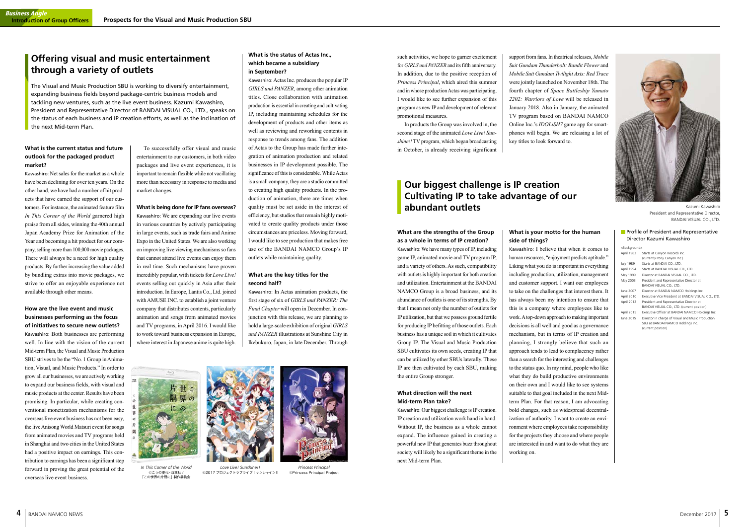# Offering visual and music entertainment through a variety of outlets

The Visual and Music Production SBU is working to diversify entertainment, expanding business fields beyond package-centric business models and tackling new ventures, such as the live event business. Kazumi Kawashiro, President and Representative Director of BANDAI VISUAL CO., LTD., speaks on the status of each business and IP creation efforts, as well as the inclination of the next Mid-term Plan.

### What is the current status and future outlook for the packaged product market?

Kawashiro: Net sales for the market as a whole have been declining for over ten years. On the other hand, we have had a number of hit products that have earned the support of our customers. For instance, the animated feature film *In This Corner of the World* garnered high praise from all sides, winning the 40th annual Japan Academy Prize for Animation of the Year and becoming a hit product for our company, selling more than 100,000 movie packages. There will always be a need for high quality products. By further increasing the value added by bundling extras into movie packages, we strive to offer an enjoyable experience not available through other means.

### How are the live event and music businesses performing as the focus of initiatives to secure new outlets?

Kawashiro: Both businesses are performing well. In line with the vision of the current Mid-term Plan, the Visual and Music Production SBU strives to be the "No. 1 Group in Animation, Visual, and Music Products." In order to grow all our businesses, we are actively working to expand our business fields, with visual and music products at the center. Results have been promising. In particular, while creating conventional monetization mechanisms for the overseas live event business has not been easy, the live Anisong World Matsuri event for songs from animated movies and TV programs held in Shanghai and two cities in the United States had a positive impact on earnings. This contribution to earnings has been a significant step forward in proving the great potential of the overseas live event business.

To successfully offer visual and music entertainment to our customers, in both video packages and live event experiences, it is important to remain flexible while not vacillating more than necessary in response to media and market changes.

### What is being done for IP fans overseas?

Kawashiro: We are expanding our live events in various countries by actively participating in large events, such as trade fairs and Anime Expo in the United States. We are also working on improving live viewing mechanisms so fans that cannot attend live events can enjoy them in real time. Such mechanisms have proven incredibly popular, with tickets for *Love Live!* events selling out quickly in Asia after their introduction. In Europe, Lantis Co., Ltd. joined with AMUSE INC. to establish a joint venture company that distributes contents, particularly animation and songs from animated movies and TV programs, in April 2016. I would like to work toward business expansion in Europe, where interest in Japanese anime is quite high.

### What is the status of Actas Inc., which became a subsidiary in September?

Kawashiro: Actas Inc. produces the popular IP *GIRLS und PANZER*, among other animation titles. Close collaboration with animation production is essential in creating and cultivating IP, including maintaining schedules for the development of products and other items as well as reviewing and reworking contents in response to trends among fans. The addition of Actas to the Group has made further integration of animation production and related businesses in IP development possible. The significance of this is considerable. While Actas is a small company, they are a studio committed to creating high quality products. In the production of animation, there are times when quality must be set aside in the interest of efficiency, but studios that remain highly motivated to create quality products under those circumstances are priceless. Moving forward, I would like to see production that makes free use of the BANDAI NAMCO Group's IP outlets while maintaining quality.

### What are the key titles for the second half?

Kawashiro: In Actas animation products, the first stage of six of *GIRLS und PANZER: The Final Chapter* will open in December. In conjunction with this release, we are planning to hold a large-scale exhibition of original *GIRLS und PANZER* illustrations at Sunshine City in Ikebukuro, Japan, in late December. Through such activities, we hope to garner excitement for *GIRLS und PANZER* and its fifth anniversary. In addition, due to the positive reception of *Princess Principal*, which aired this summer and in whose production Actas was participating, I would like to see further expansion of this program as new IP and development of relevant promotional measures.

In products the Group was involved in, the second stage of the animated *Love Live! Sunshine!!* TV program, which began broadcasting in October, is already receiving significant support from fans. In theatrical releases, *Mobile Suit Gundam Thunderbolt: Bandit Flower* and *Mobile Suit Gundam Twilight Axis: Red Trace* were jointly launched on November 18th. The fourth chapter of *Space Battleship Yamato 2202: Warriors of Love* will be released in January 2018. Also in January, the animated TV program based on BANDAI NAMCO Online Inc.'s *IDOLiSH7* game app for smartphones will begin. We are releasing a lot of key titles to look forward to.

*In This Corner of the World*
©こうの史代・双葉社／「この世界の片隅に」製作委員会

*Love Live! Sunshine!!*
©2017 プロジェクトラブライブ！サンシャイン!!

*Princess Principal*
©Princess Principal Project

# Our biggest challenge is IP creation Cultivating IP to take advantage of our abundant outlets

### What are the strengths of the Group as a whole in terms of IP creation?

Kawashiro: We have many types of IP, including game IP, animated movie and TV program IP, and a variety of others. As such, compatibility with outlets is highly important for both creation and utilization. Entertainment at the BANDAI NAMCO Group is a broad business, and its abundance of outlets is one of its strengths. By that I mean not only the number of outlets for IP utilization, but that we possess ground fertile for producing IP befitting of those outlets. Each business has a unique soil in which it cultivates Group IP. The Visual and Music Production SBU cultivates its own seeds, creating IP that can be utilized by other SBUs laterally. These IP are then cultivated by each SBU, making the entire Group stronger.

### What direction will the next Mid-term Plan take?

Kawashiro: Our biggest challenge is IP creation. IP creation and utilization work hand in hand. Without IP, the business as a whole cannot expand. The influence gained in creating a powerful new IP that generates buzz throughout society will likely be a significant theme in the next Mid-term Plan.

### What is your motto for the human side of things?

Kawashiro: I believe that when it comes to human resources, "enjoyment predicts aptitude." Liking what you do is important in everything including production, utilization, management and customer support. I want our employees to take on the challenges that interest them. It has always been my intention to ensure that this is a company where employees like to work. A top-down approach to making important decisions is all well and good as a governance mechanism, but in terms of IP creation and planning, I strongly believe that such an approach tends to lead to complacency rather than a search for the interesting and challenges to the status quo. In my mind, people who like what they do build productive environments on their own and I would like to see systems suitable to that goal included in the next Mid-term Plan. For that reason, I am advocating bold changes, such as widespread decentralization of authority. I want to create an environment where employees take responsibility for the projects they choose and where people are interested in and want to do what they are working on.

Kazumi Kawashiro
President and Representative Director,
BANDAI VISUAL CO., LTD.

### Profile of President and Representative Director Kazumi Kawashiro

<Background>

| | |
|---|---|
| April 1982 | Starts at Canyon Records Inc. (currently Pony Canyon Inc.) |
| July 1989 | Starts at BANDAI CO., LTD. |
| April 1994 | Starts at BANDAI VISUAL CO., LTD. |
| May 1999 | Director at BANDAI VISUAL CO., LTD. |
| May 2003 | President and Representative Director at BANDAI VISUAL CO., LTD. |
| June 2007 | Director at BANDAI NAMCO Holdings Inc. |
| April 2010 | Executive Vice President at BANDAI VISUAL CO., LTD. |
| April 2012 | President and Representative Director at BANDAI VISUAL CO., LTD. (current position) |
| April 2015 | Executive Officer at BANDAI NAMCO Holdings Inc. |
| June 2015 | Director in charge of Visual and Music Production SBU at BANDAI NAMCO Holdings Inc. (current position) |